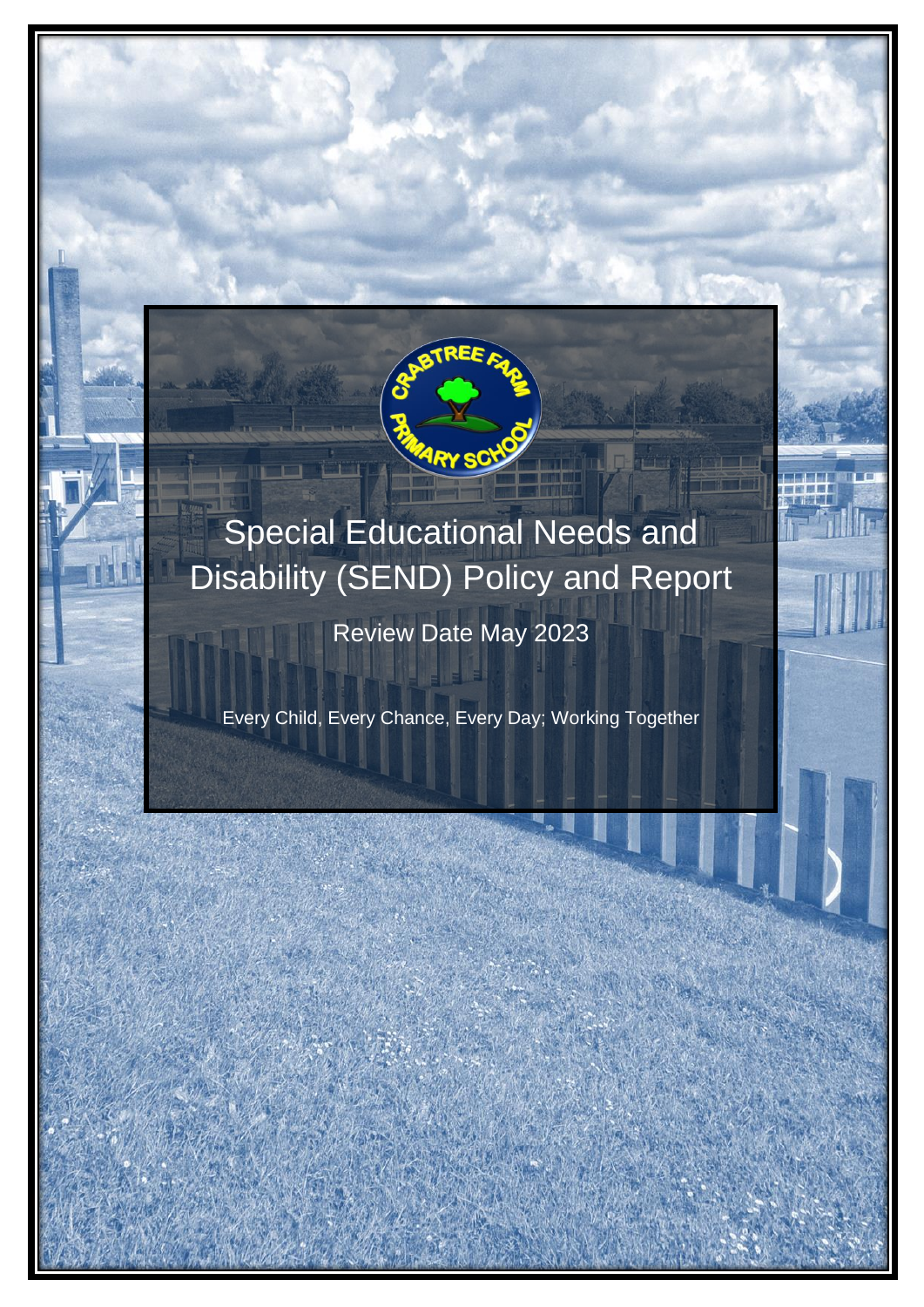# Special Educational Needs and Disability (SEND) Policy and Report

Review Date May 2023

Every Child, Every Chance, Every Day; Working Together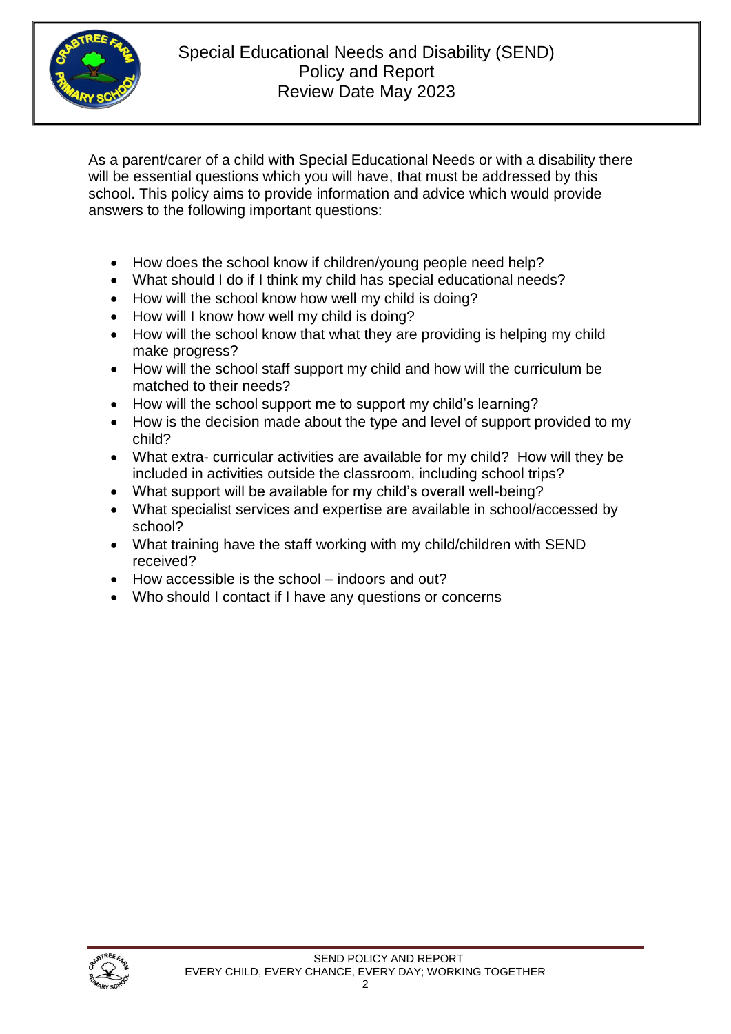# Special Educational Needs and Disability (SEND) Policy and Report
Review Date May 2023

As a parent/carer of a child with Special Educational Needs or with a disability there will be essential questions which you will have, that must be addressed by this school. This policy aims to provide information and advice which would provide answers to the following important questions:

- How does the school know if children/young people need help?
- What should I do if I think my child has special educational needs?
- How will the school know how well my child is doing?
- How will I know how well my child is doing?
- How will the school know that what they are providing is helping my child make progress?
- How will the school staff support my child and how will the curriculum be matched to their needs?
- How will the school support me to support my child's learning?
- How is the decision made about the type and level of support provided to my child?
- What extra- curricular activities are available for my child? How will they be included in activities outside the classroom, including school trips?
- What support will be available for my child's overall well-being?
- What specialist services and expertise are available in school/accessed by school?
- What training have the staff working with my child/children with SEND received?
- How accessible is the school – indoors and out?
- Who should I contact if I have any questions or concerns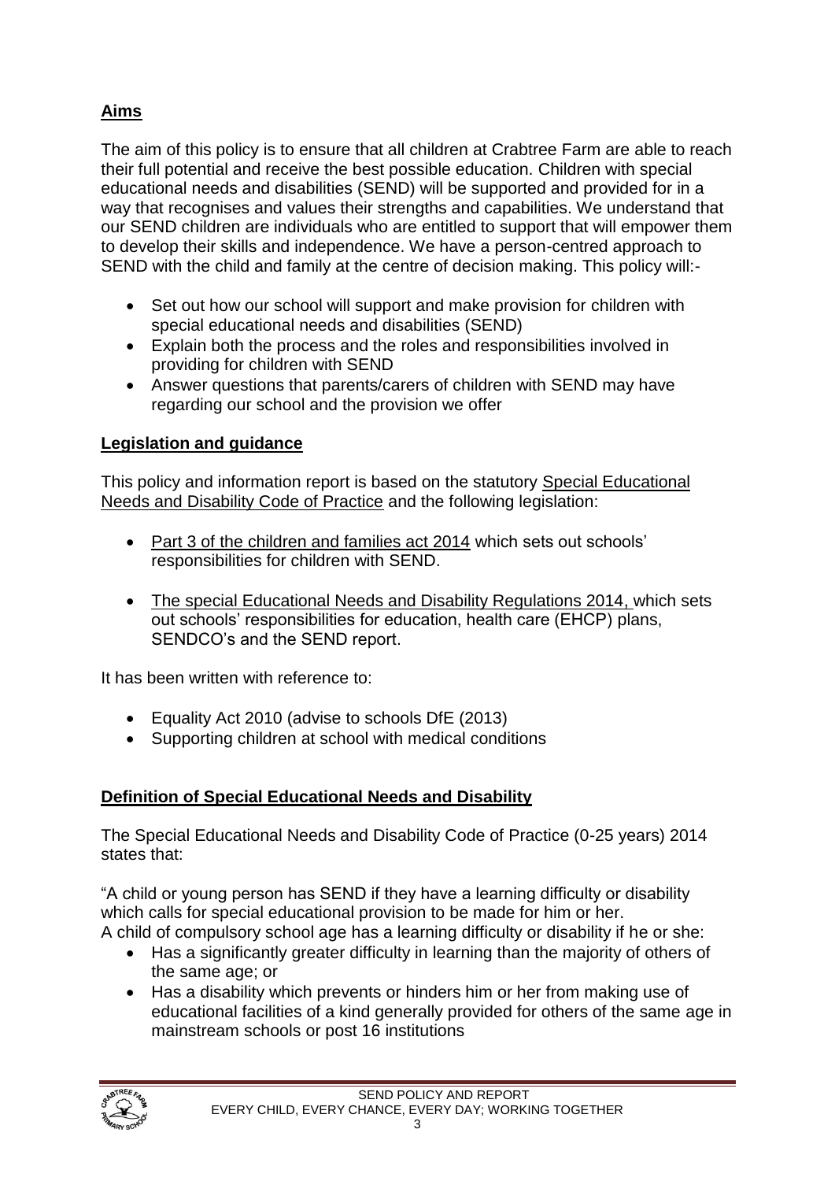## Aims

The aim of this policy is to ensure that all children at Crabtree Farm are able to reach their full potential and receive the best possible education. Children with special educational needs and disabilities (SEND) will be supported and provided for in a way that recognises and values their strengths and capabilities. We understand that our SEND children are individuals who are entitled to support that will empower them to develop their skills and independence. We have a person-centred approach to SEND with the child and family at the centre of decision making. This policy will:-

- Set out how our school will support and make provision for children with special educational needs and disabilities (SEND)
- Explain both the process and the roles and responsibilities involved in providing for children with SEND
- Answer questions that parents/carers of children with SEND may have regarding our school and the provision we offer

## Legislation and guidance

This policy and information report is based on the statutory Special Educational Needs and Disability Code of Practice and the following legislation:

- Part 3 of the children and families act 2014 which sets out schools' responsibilities for children with SEND.

- The special Educational Needs and Disability Regulations 2014, which sets out schools' responsibilities for education, health care (EHCP) plans, SENDCO's and the SEND report.

It has been written with reference to:

- Equality Act 2010 (advise to schools DfE (2013)
- Supporting children at school with medical conditions

## Definition of Special Educational Needs and Disability

The Special Educational Needs and Disability Code of Practice (0-25 years) 2014 states that:

"A child or young person has SEND if they have a learning difficulty or disability which calls for special educational provision to be made for him or her.
A child of compulsory school age has a learning difficulty or disability if he or she:

- Has a significantly greater difficulty in learning than the majority of others of the same age; or
- Has a disability which prevents or hinders him or her from making use of educational facilities of a kind generally provided for others of the same age in mainstream schools or post 16 institutions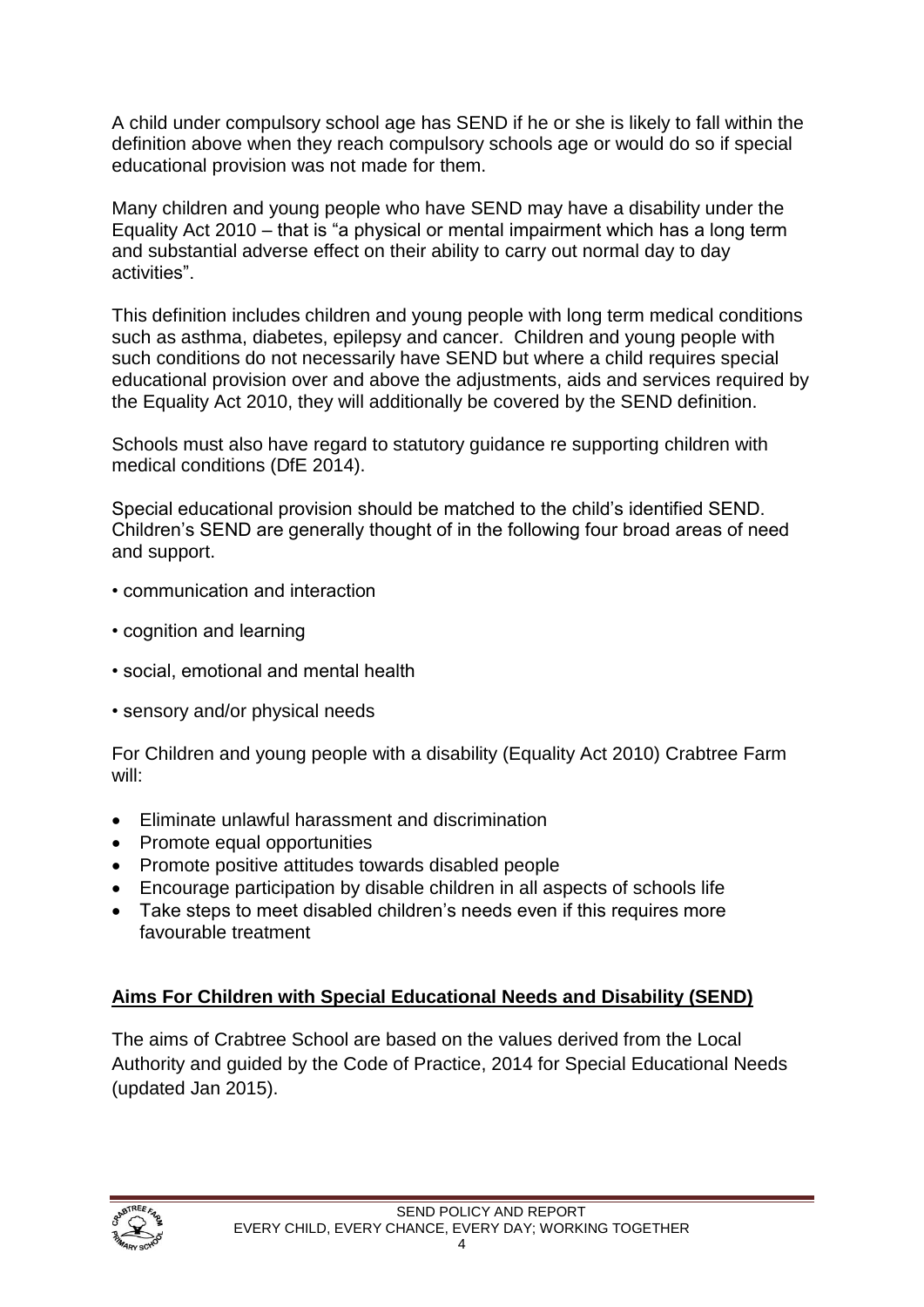A child under compulsory school age has SEND if he or she is likely to fall within the definition above when they reach compulsory schools age or would do so if special educational provision was not made for them.

Many children and young people who have SEND may have a disability under the Equality Act 2010 – that is "a physical or mental impairment which has a long term and substantial adverse effect on their ability to carry out normal day to day activities".

This definition includes children and young people with long term medical conditions such as asthma, diabetes, epilepsy and cancer. Children and young people with such conditions do not necessarily have SEND but where a child requires special educational provision over and above the adjustments, aids and services required by the Equality Act 2010, they will additionally be covered by the SEND definition.

Schools must also have regard to statutory guidance re supporting children with medical conditions (DfE 2014).

Special educational provision should be matched to the child's identified SEND. Children's SEND are generally thought of in the following four broad areas of need and support.

- communication and interaction
- cognition and learning
- social, emotional and mental health
- sensory and/or physical needs

For Children and young people with a disability (Equality Act 2010) Crabtree Farm will:

- Eliminate unlawful harassment and discrimination
- Promote equal opportunities
- Promote positive attitudes towards disabled people
- Encourage participation by disable children in all aspects of schools life
- Take steps to meet disabled children's needs even if this requires more favourable treatment

## Aims For Children with Special Educational Needs and Disability (SEND)

The aims of Crabtree School are based on the values derived from the Local Authority and guided by the Code of Practice, 2014 for Special Educational Needs (updated Jan 2015).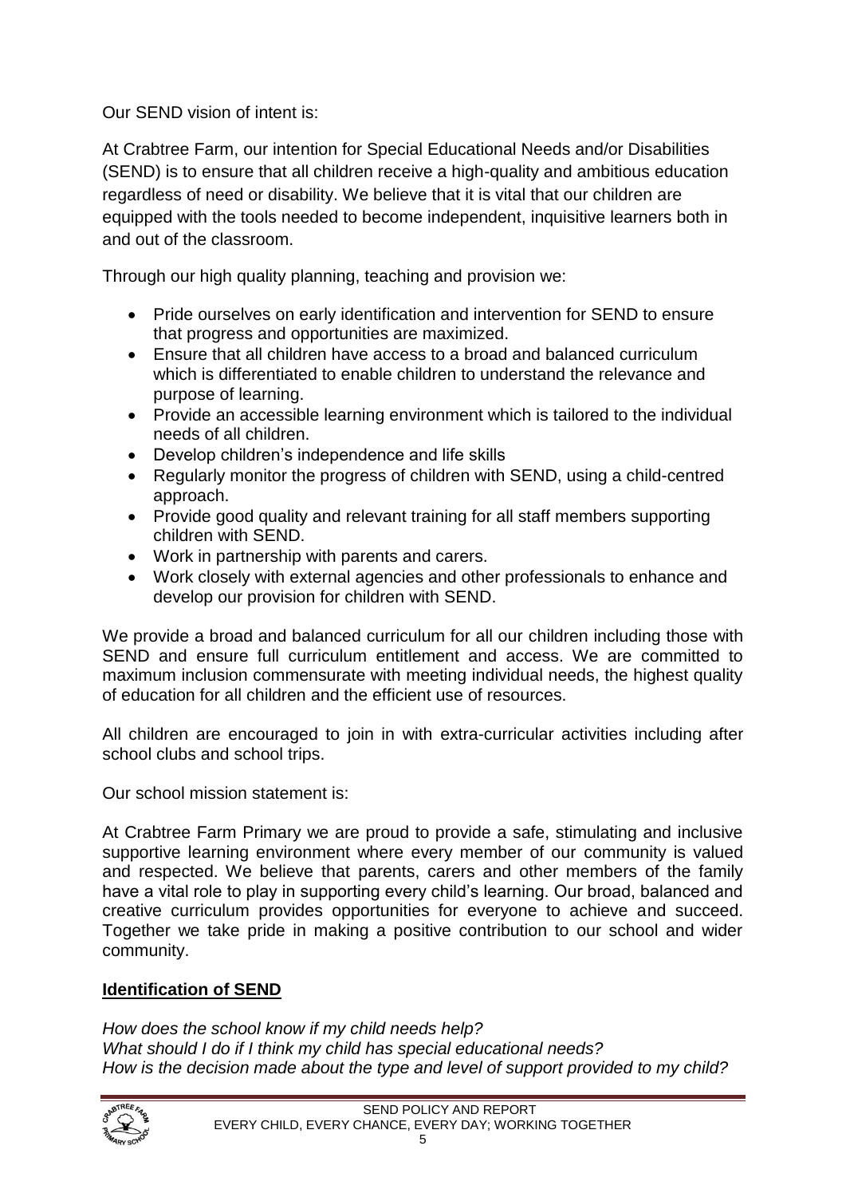Our SEND vision of intent is:

At Crabtree Farm, our intention for Special Educational Needs and/or Disabilities (SEND) is to ensure that all children receive a high-quality and ambitious education regardless of need or disability. We believe that it is vital that our children are equipped with the tools needed to become independent, inquisitive learners both in and out of the classroom.

Through our high quality planning, teaching and provision we:

- Pride ourselves on early identification and intervention for SEND to ensure that progress and opportunities are maximized.
- Ensure that all children have access to a broad and balanced curriculum which is differentiated to enable children to understand the relevance and purpose of learning.
- Provide an accessible learning environment which is tailored to the individual needs of all children.
- Develop children's independence and life skills
- Regularly monitor the progress of children with SEND, using a child-centred approach.
- Provide good quality and relevant training for all staff members supporting children with SEND.
- Work in partnership with parents and carers.
- Work closely with external agencies and other professionals to enhance and develop our provision for children with SEND.

We provide a broad and balanced curriculum for all our children including those with SEND and ensure full curriculum entitlement and access. We are committed to maximum inclusion commensurate with meeting individual needs, the highest quality of education for all children and the efficient use of resources.

All children are encouraged to join in with extra-curricular activities including after school clubs and school trips.

Our school mission statement is:

At Crabtree Farm Primary we are proud to provide a safe, stimulating and inclusive supportive learning environment where every member of our community is valued and respected. We believe that parents, carers and other members of the family have a vital role to play in supporting every child's learning. Our broad, balanced and creative curriculum provides opportunities for everyone to achieve and succeed. Together we take pride in making a positive contribution to our school and wider community.

## Identification of SEND

*How does the school know if my child needs help?*
*What should I do if I think my child has special educational needs?*
*How is the decision made about the type and level of support provided to my child?*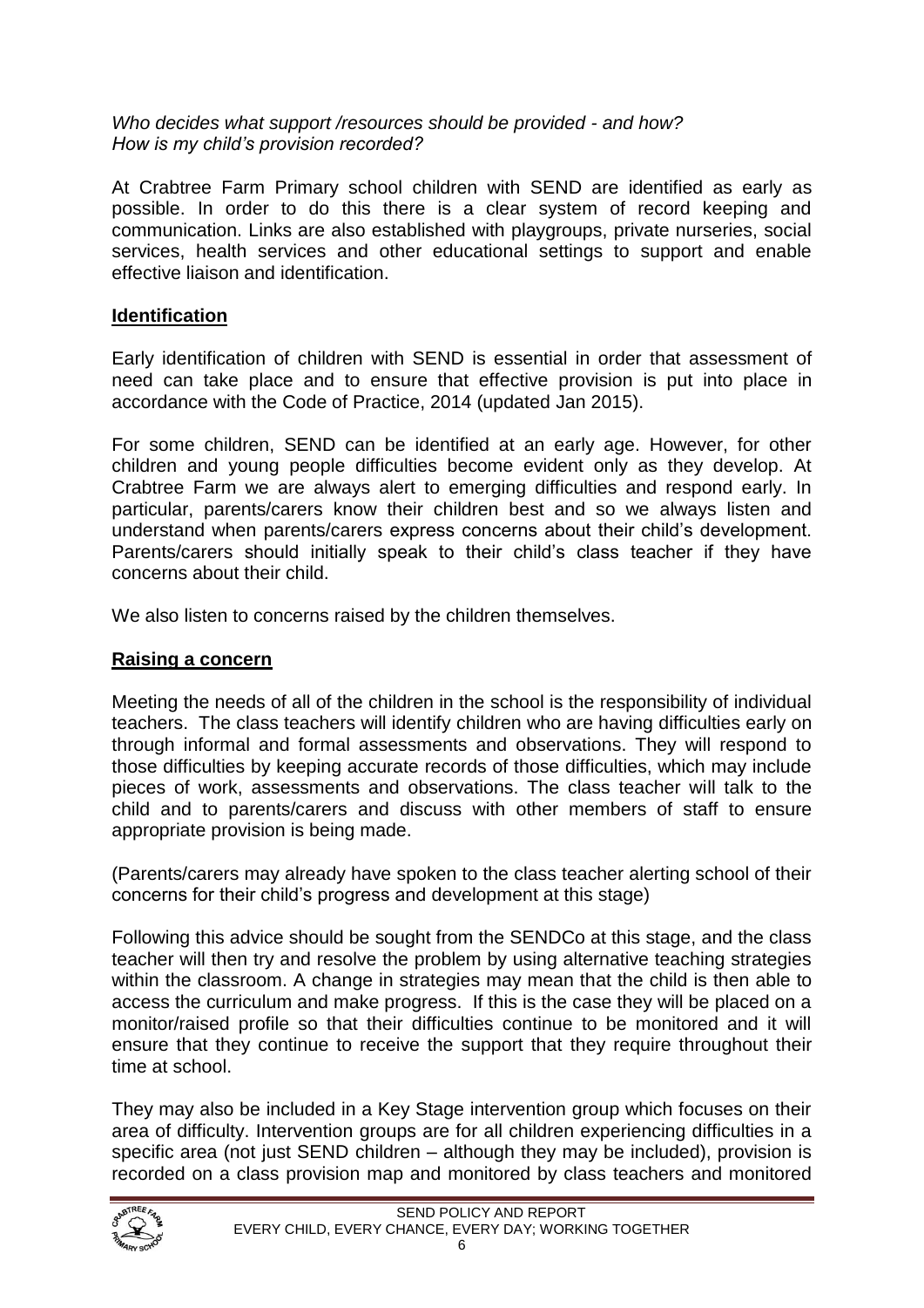*Who decides what support /resources should be provided - and how?*
*How is my child's provision recorded?*

At Crabtree Farm Primary school children with SEND are identified as early as possible. In order to do this there is a clear system of record keeping and communication. Links are also established with playgroups, private nurseries, social services, health services and other educational settings to support and enable effective liaison and identification.

## Identification

Early identification of children with SEND is essential in order that assessment of need can take place and to ensure that effective provision is put into place in accordance with the Code of Practice, 2014 (updated Jan 2015).

For some children, SEND can be identified at an early age. However, for other children and young people difficulties become evident only as they develop. At Crabtree Farm we are always alert to emerging difficulties and respond early. In particular, parents/carers know their children best and so we always listen and understand when parents/carers express concerns about their child's development. Parents/carers should initially speak to their child's class teacher if they have concerns about their child.

We also listen to concerns raised by the children themselves.

## Raising a concern

Meeting the needs of all of the children in the school is the responsibility of individual teachers. The class teachers will identify children who are having difficulties early on through informal and formal assessments and observations. They will respond to those difficulties by keeping accurate records of those difficulties, which may include pieces of work, assessments and observations. The class teacher will talk to the child and to parents/carers and discuss with other members of staff to ensure appropriate provision is being made.

(Parents/carers may already have spoken to the class teacher alerting school of their concerns for their child's progress and development at this stage)

Following this advice should be sought from the SENDCo at this stage, and the class teacher will then try and resolve the problem by using alternative teaching strategies within the classroom. A change in strategies may mean that the child is then able to access the curriculum and make progress. If this is the case they will be placed on a monitor/raised profile so that their difficulties continue to be monitored and it will ensure that they continue to receive the support that they require throughout their time at school.

They may also be included in a Key Stage intervention group which focuses on their area of difficulty. Intervention groups are for all children experiencing difficulties in a specific area (not just SEND children – although they may be included), provision is recorded on a class provision map and monitored by class teachers and monitored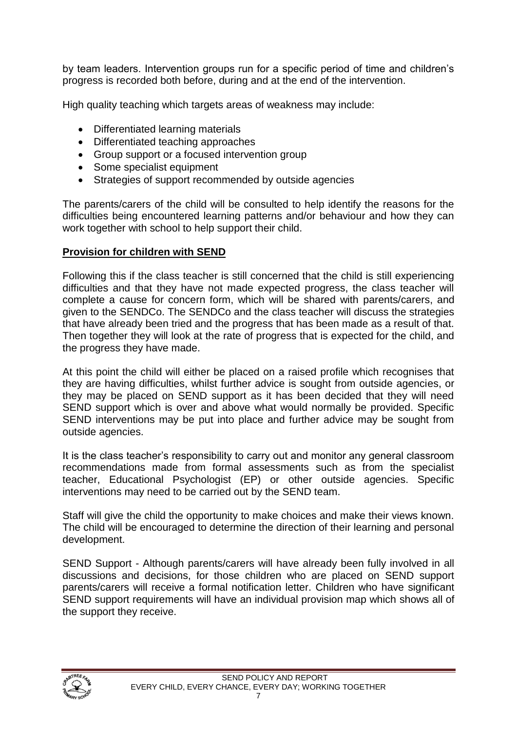by team leaders. Intervention groups run for a specific period of time and children's progress is recorded both before, during and at the end of the intervention.

High quality teaching which targets areas of weakness may include:

- Differentiated learning materials
- Differentiated teaching approaches
- Group support or a focused intervention group
- Some specialist equipment
- Strategies of support recommended by outside agencies

The parents/carers of the child will be consulted to help identify the reasons for the difficulties being encountered learning patterns and/or behaviour and how they can work together with school to help support their child.

**Provision for children with SEND**

Following this if the class teacher is still concerned that the child is still experiencing difficulties and that they have not made expected progress, the class teacher will complete a cause for concern form, which will be shared with parents/carers, and given to the SENDCo. The SENDCo and the class teacher will discuss the strategies that have already been tried and the progress that has been made as a result of that. Then together they will look at the rate of progress that is expected for the child, and the progress they have made.

At this point the child will either be placed on a raised profile which recognises that they are having difficulties, whilst further advice is sought from outside agencies, or they may be placed on SEND support as it has been decided that they will need SEND support which is over and above what would normally be provided. Specific SEND interventions may be put into place and further advice may be sought from outside agencies.

It is the class teacher's responsibility to carry out and monitor any general classroom recommendations made from formal assessments such as from the specialist teacher, Educational Psychologist (EP) or other outside agencies. Specific interventions may need to be carried out by the SEND team.

Staff will give the child the opportunity to make choices and make their views known. The child will be encouraged to determine the direction of their learning and personal development.

SEND Support - Although parents/carers will have already been fully involved in all discussions and decisions, for those children who are placed on SEND support parents/carers will receive a formal notification letter. Children who have significant SEND support requirements will have an individual provision map which shows all of the support they receive.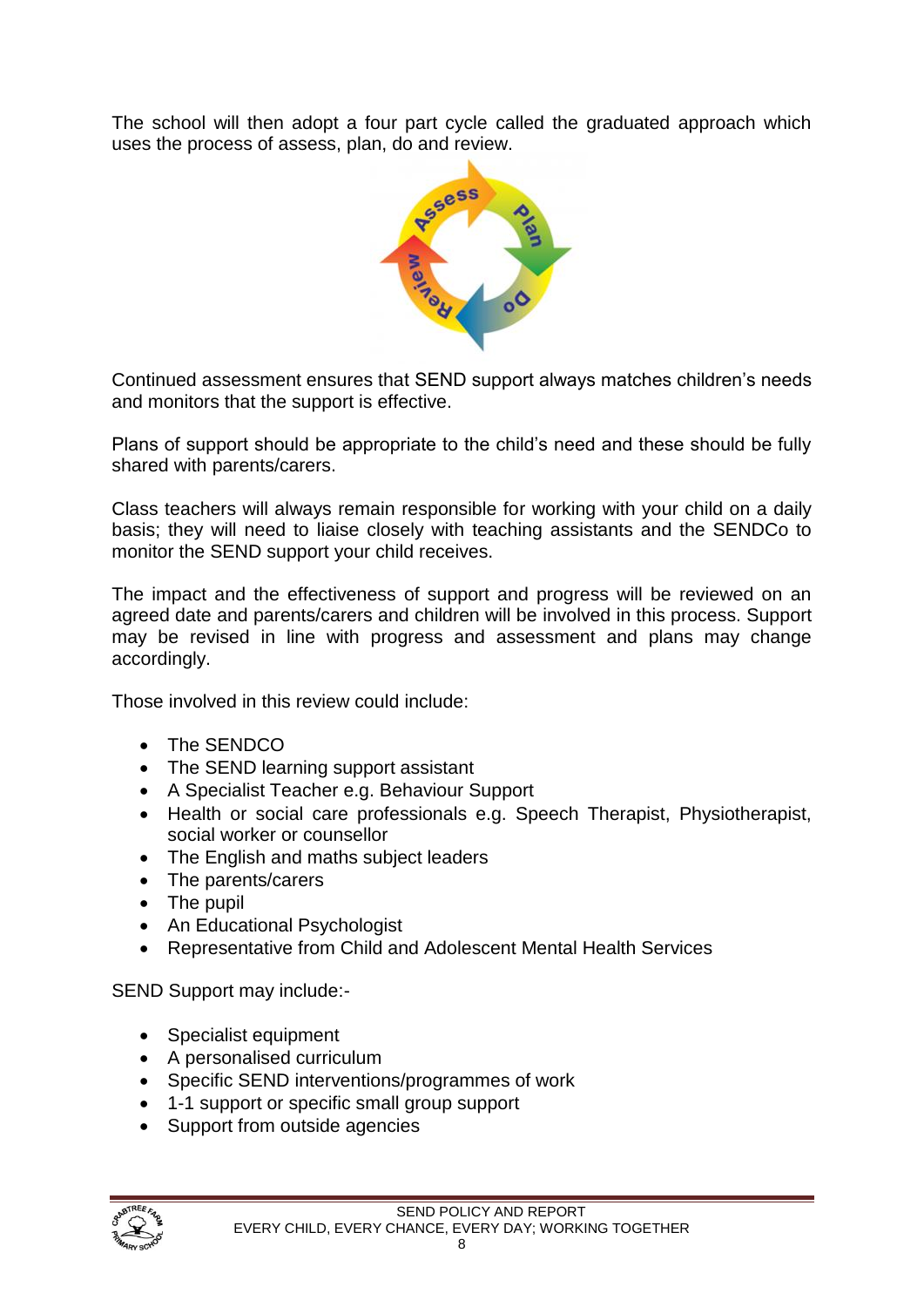The school will then adopt a four part cycle called the graduated approach which uses the process of assess, plan, do and review.

Continued assessment ensures that SEND support always matches children's needs and monitors that the support is effective.

Plans of support should be appropriate to the child's need and these should be fully shared with parents/carers.

Class teachers will always remain responsible for working with your child on a daily basis; they will need to liaise closely with teaching assistants and the SENDCo to monitor the SEND support your child receives.

The impact and the effectiveness of support and progress will be reviewed on an agreed date and parents/carers and children will be involved in this process. Support may be revised in line with progress and assessment and plans may change accordingly.

Those involved in this review could include:

- The SENDCO
- The SEND learning support assistant
- A Specialist Teacher e.g. Behaviour Support
- Health or social care professionals e.g. Speech Therapist, Physiotherapist, social worker or counsellor
- The English and maths subject leaders
- The parents/carers
- The pupil
- An Educational Psychologist
- Representative from Child and Adolescent Mental Health Services

SEND Support may include:-

- Specialist equipment
- A personalised curriculum
- Specific SEND interventions/programmes of work
- 1-1 support or specific small group support
- Support from outside agencies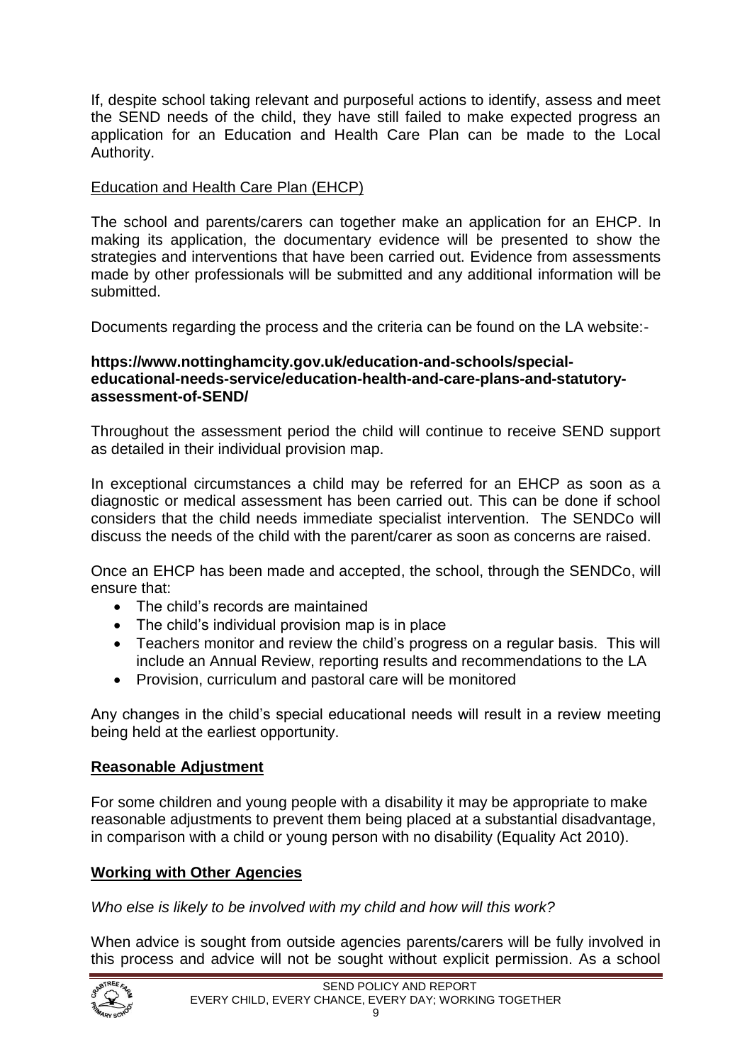If, despite school taking relevant and purposeful actions to identify, assess and meet the SEND needs of the child, they have still failed to make expected progress an application for an Education and Health Care Plan can be made to the Local Authority.

Education and Health Care Plan (EHCP)

The school and parents/carers can together make an application for an EHCP. In making its application, the documentary evidence will be presented to show the strategies and interventions that have been carried out. Evidence from assessments made by other professionals will be submitted and any additional information will be submitted.

Documents regarding the process and the criteria can be found on the LA website:-

**https://www.nottinghamcity.gov.uk/education-and-schools/special-educational-needs-service/education-health-and-care-plans-and-statutory-assessment-of-SEND/**

Throughout the assessment period the child will continue to receive SEND support as detailed in their individual provision map.

In exceptional circumstances a child may be referred for an EHCP as soon as a diagnostic or medical assessment has been carried out. This can be done if school considers that the child needs immediate specialist intervention. The SENDCo will discuss the needs of the child with the parent/carer as soon as concerns are raised.

Once an EHCP has been made and accepted, the school, through the SENDCo, will ensure that:

- The child's records are maintained
- The child's individual provision map is in place
- Teachers monitor and review the child's progress on a regular basis. This will include an Annual Review, reporting results and recommendations to the LA
- Provision, curriculum and pastoral care will be monitored

Any changes in the child's special educational needs will result in a review meeting being held at the earliest opportunity.

## Reasonable Adjustment

For some children and young people with a disability it may be appropriate to make reasonable adjustments to prevent them being placed at a substantial disadvantage, in comparison with a child or young person with no disability (Equality Act 2010).

## Working with Other Agencies

*Who else is likely to be involved with my child and how will this work?*

When advice is sought from outside agencies parents/carers will be fully involved in this process and advice will not be sought without explicit permission. As a school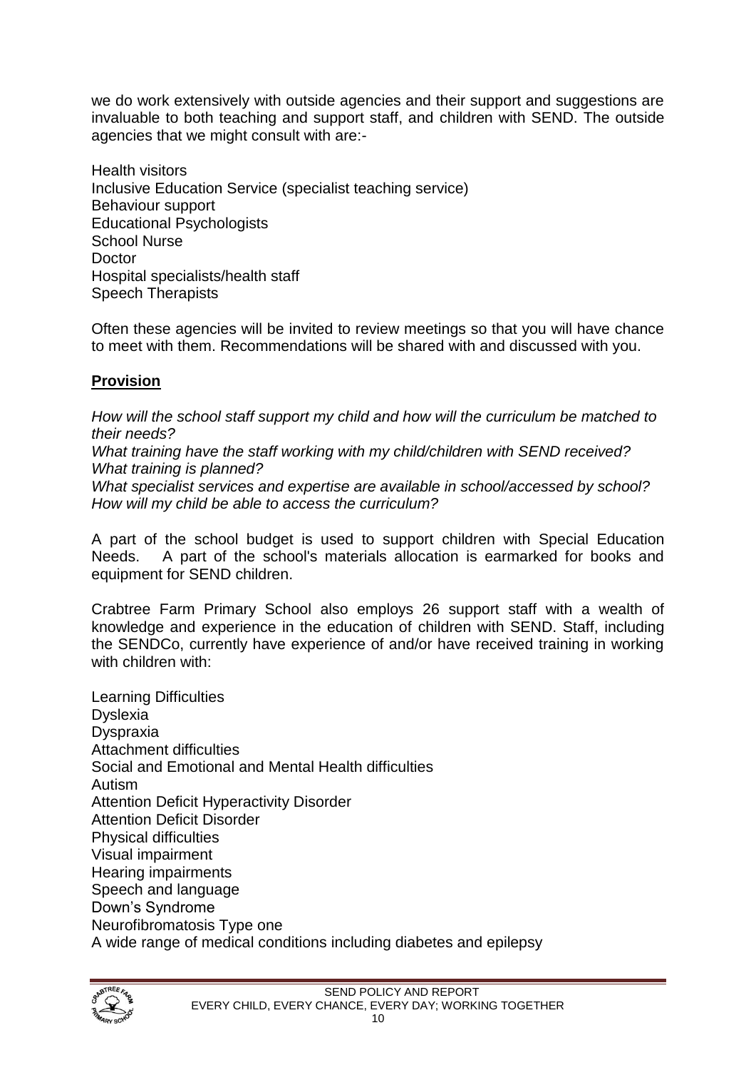we do work extensively with outside agencies and their support and suggestions are invaluable to both teaching and support staff, and children with SEND. The outside agencies that we might consult with are:-

Health visitors
Inclusive Education Service (specialist teaching service)
Behaviour support
Educational Psychologists
School Nurse
Doctor
Hospital specialists/health staff
Speech Therapists

Often these agencies will be invited to review meetings so that you will have chance to meet with them. Recommendations will be shared with and discussed with you.

## **Provision**

*How will the school staff support my child and how will the curriculum be matched to their needs?*
*What training have the staff working with my child/children with SEND received? What training is planned?*
*What specialist services and expertise are available in school/accessed by school?*
*How will my child be able to access the curriculum?*

A part of the school budget is used to support children with Special Education Needs. A part of the school's materials allocation is earmarked for books and equipment for SEND children.

Crabtree Farm Primary School also employs 26 support staff with a wealth of knowledge and experience in the education of children with SEND. Staff, including the SENDCo, currently have experience of and/or have received training in working with children with:

Learning Difficulties
Dyslexia
Dyspraxia
Attachment difficulties
Social and Emotional and Mental Health difficulties
Autism
Attention Deficit Hyperactivity Disorder
Attention Deficit Disorder
Physical difficulties
Visual impairment
Hearing impairments
Speech and language
Down's Syndrome
Neurofibromatosis Type one
A wide range of medical conditions including diabetes and epilepsy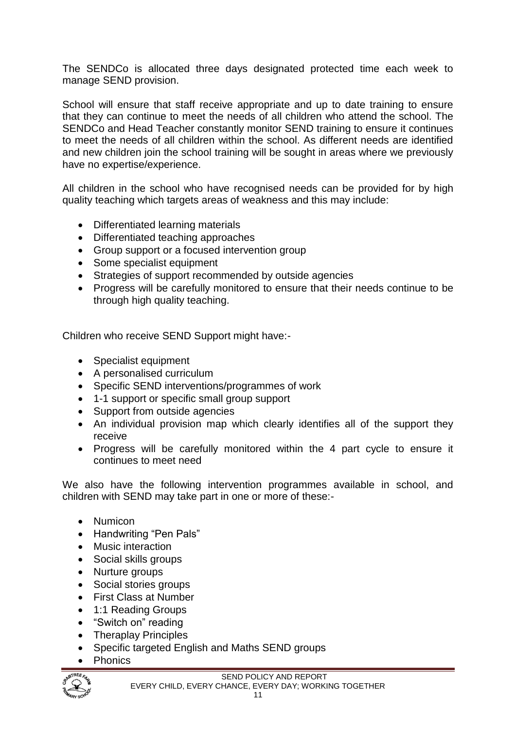The SENDCo is allocated three days designated protected time each week to manage SEND provision.

School will ensure that staff receive appropriate and up to date training to ensure that they can continue to meet the needs of all children who attend the school. The SENDCo and Head Teacher constantly monitor SEND training to ensure it continues to meet the needs of all children within the school. As different needs are identified and new children join the school training will be sought in areas where we previously have no expertise/experience.

All children in the school who have recognised needs can be provided for by high quality teaching which targets areas of weakness and this may include:

- Differentiated learning materials
- Differentiated teaching approaches
- Group support or a focused intervention group
- Some specialist equipment
- Strategies of support recommended by outside agencies
- Progress will be carefully monitored to ensure that their needs continue to be through high quality teaching.

Children who receive SEND Support might have:-

- Specialist equipment
- A personalised curriculum
- Specific SEND interventions/programmes of work
- 1-1 support or specific small group support
- Support from outside agencies
- An individual provision map which clearly identifies all of the support they receive
- Progress will be carefully monitored within the 4 part cycle to ensure it continues to meet need

We also have the following intervention programmes available in school, and children with SEND may take part in one or more of these:-

- Numicon
- Handwriting "Pen Pals"
- Music interaction
- Social skills groups
- Nurture groups
- Social stories groups
- First Class at Number
- 1:1 Reading Groups
- "Switch on" reading
- Theraplay Principles
- Specific targeted English and Maths SEND groups
- Phonics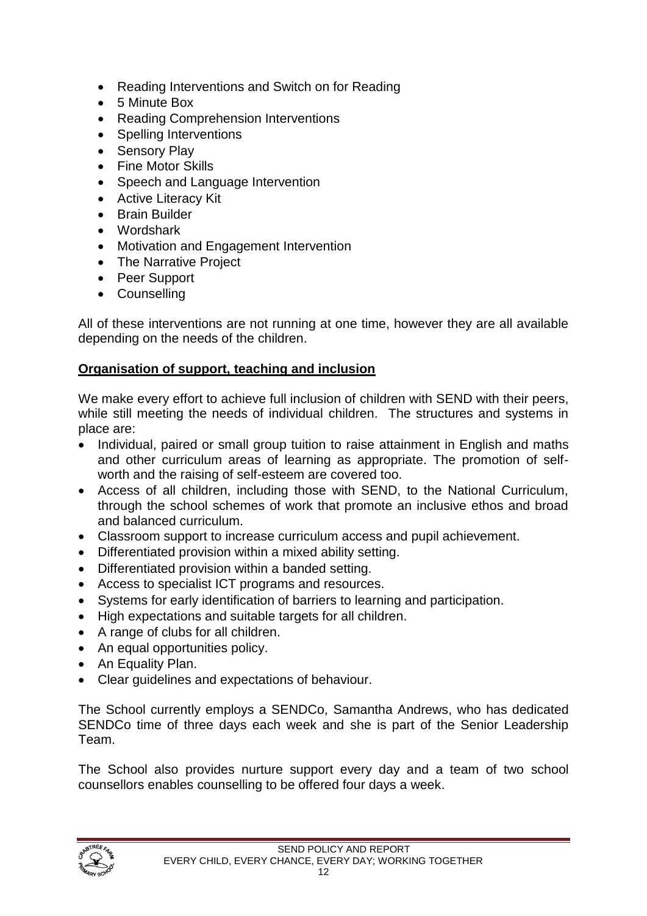- Reading Interventions and Switch on for Reading
- 5 Minute Box
- Reading Comprehension Interventions
- Spelling Interventions
- Sensory Play
- Fine Motor Skills
- Speech and Language Intervention
- Active Literacy Kit
- Brain Builder
- Wordshark
- Motivation and Engagement Intervention
- The Narrative Project
- Peer Support
- Counselling

All of these interventions are not running at one time, however they are all available depending on the needs of the children.

**Organisation of support, teaching and inclusion**

We make every effort to achieve full inclusion of children with SEND with their peers, while still meeting the needs of individual children. The structures and systems in place are:

- Individual, paired or small group tuition to raise attainment in English and maths and other curriculum areas of learning as appropriate. The promotion of self-worth and the raising of self-esteem are covered too.
- Access of all children, including those with SEND, to the National Curriculum, through the school schemes of work that promote an inclusive ethos and broad and balanced curriculum.
- Classroom support to increase curriculum access and pupil achievement.
- Differentiated provision within a mixed ability setting.
- Differentiated provision within a banded setting.
- Access to specialist ICT programs and resources.
- Systems for early identification of barriers to learning and participation.
- High expectations and suitable targets for all children.
- A range of clubs for all children.
- An equal opportunities policy.
- An Equality Plan.
- Clear guidelines and expectations of behaviour.

The School currently employs a SENDCo, Samantha Andrews, who has dedicated SENDCo time of three days each week and she is part of the Senior Leadership Team.

The School also provides nurture support every day and a team of two school counsellors enables counselling to be offered four days a week.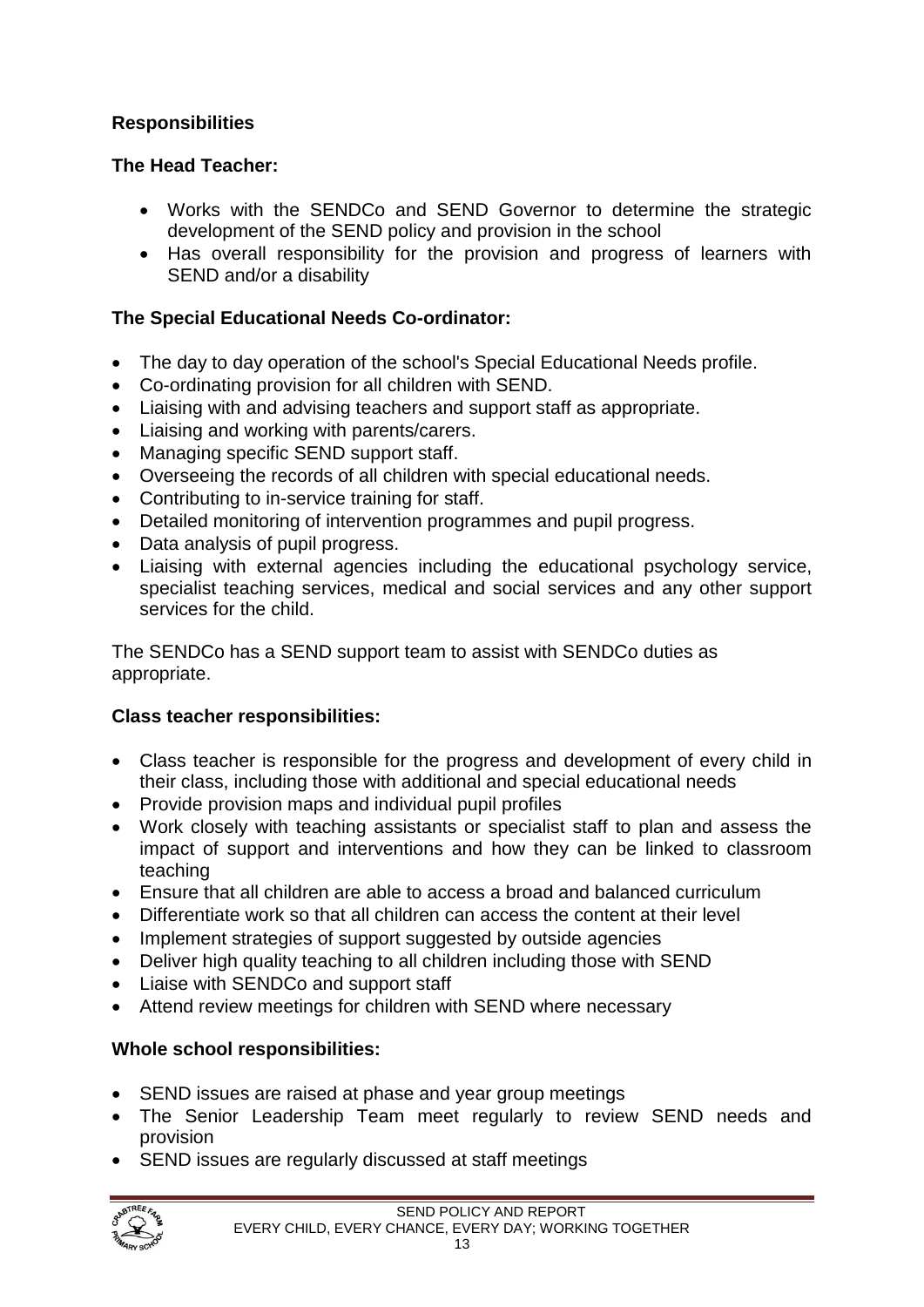## Responsibilities

### The Head Teacher:

- Works with the SENDCo and SEND Governor to determine the strategic development of the SEND policy and provision in the school
- Has overall responsibility for the provision and progress of learners with SEND and/or a disability

### The Special Educational Needs Co-ordinator:

- The day to day operation of the school's Special Educational Needs profile.
- Co-ordinating provision for all children with SEND.
- Liaising with and advising teachers and support staff as appropriate.
- Liaising and working with parents/carers.
- Managing specific SEND support staff.
- Overseeing the records of all children with special educational needs.
- Contributing to in-service training for staff.
- Detailed monitoring of intervention programmes and pupil progress.
- Data analysis of pupil progress.
- Liaising with external agencies including the educational psychology service, specialist teaching services, medical and social services and any other support services for the child.

The SENDCo has a SEND support team to assist with SENDCo duties as appropriate.

### Class teacher responsibilities:

- Class teacher is responsible for the progress and development of every child in their class, including those with additional and special educational needs
- Provide provision maps and individual pupil profiles
- Work closely with teaching assistants or specialist staff to plan and assess the impact of support and interventions and how they can be linked to classroom teaching
- Ensure that all children are able to access a broad and balanced curriculum
- Differentiate work so that all children can access the content at their level
- Implement strategies of support suggested by outside agencies
- Deliver high quality teaching to all children including those with SEND
- Liaise with SENDCo and support staff
- Attend review meetings for children with SEND where necessary

### Whole school responsibilities:

- SEND issues are raised at phase and year group meetings
- The Senior Leadership Team meet regularly to review SEND needs and provision
- SEND issues are regularly discussed at staff meetings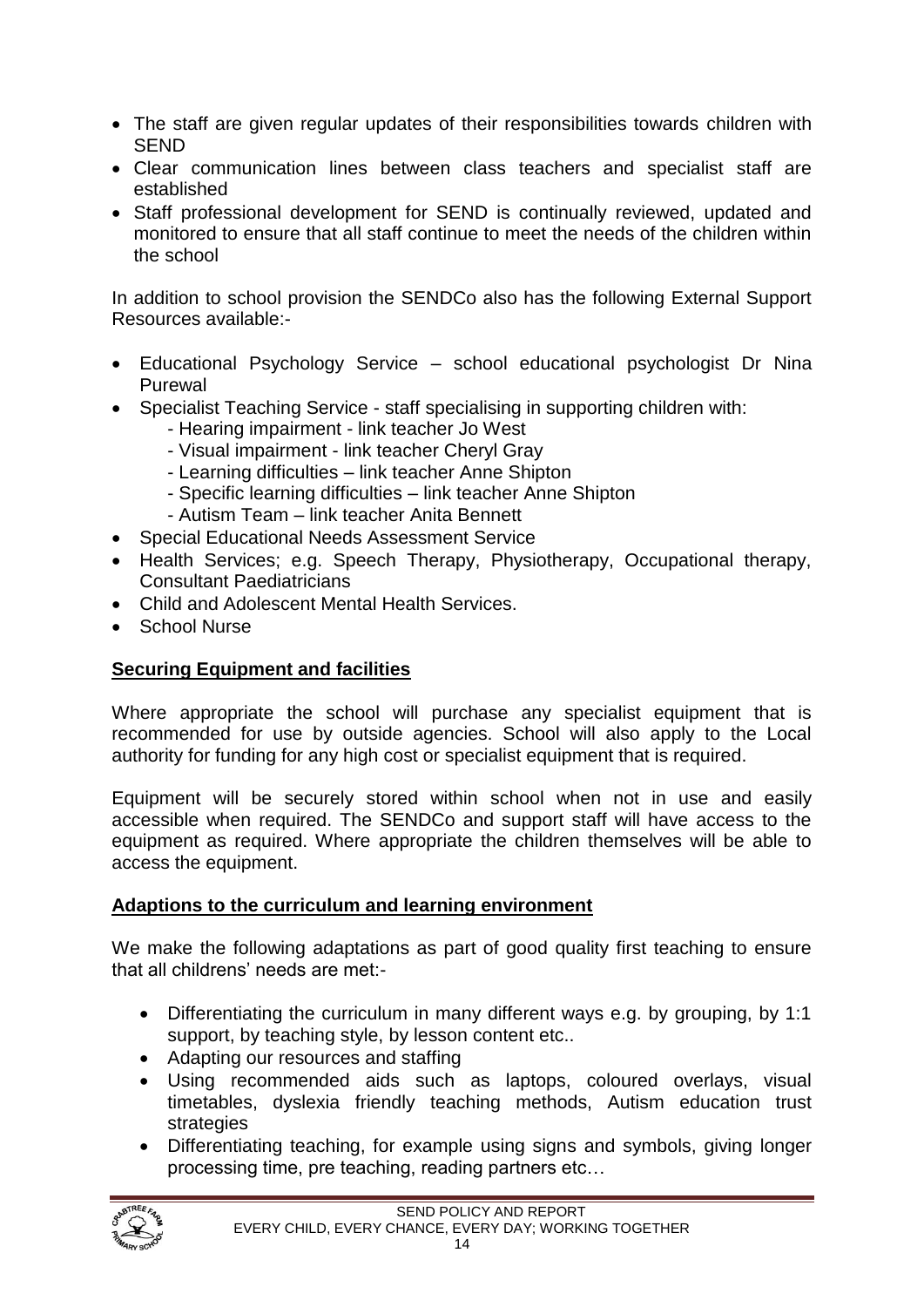- The staff are given regular updates of their responsibilities towards children with SEND
- Clear communication lines between class teachers and specialist staff are established
- Staff professional development for SEND is continually reviewed, updated and monitored to ensure that all staff continue to meet the needs of the children within the school

In addition to school provision the SENDCo also has the following External Support Resources available:-

- Educational Psychology Service – school educational psychologist Dr Nina Purewal
- Specialist Teaching Service - staff specialising in supporting children with:
  - Hearing impairment - link teacher Jo West
  - Visual impairment - link teacher Cheryl Gray
  - Learning difficulties – link teacher Anne Shipton
  - Specific learning difficulties – link teacher Anne Shipton
  - Autism Team – link teacher Anita Bennett
- Special Educational Needs Assessment Service
- Health Services; e.g. Speech Therapy, Physiotherapy, Occupational therapy, Consultant Paediatricians
- Child and Adolescent Mental Health Services.
- School Nurse

**Securing Equipment and facilities**

Where appropriate the school will purchase any specialist equipment that is recommended for use by outside agencies. School will also apply to the Local authority for funding for any high cost or specialist equipment that is required.

Equipment will be securely stored within school when not in use and easily accessible when required. The SENDCo and support staff will have access to the equipment as required. Where appropriate the children themselves will be able to access the equipment.

**Adaptions to the curriculum and learning environment**

We make the following adaptations as part of good quality first teaching to ensure that all childrens' needs are met:-

- Differentiating the curriculum in many different ways e.g. by grouping, by 1:1 support, by teaching style, by lesson content etc..
- Adapting our resources and staffing
- Using recommended aids such as laptops, coloured overlays, visual timetables, dyslexia friendly teaching methods, Autism education trust strategies
- Differentiating teaching, for example using signs and symbols, giving longer processing time, pre teaching, reading partners etc…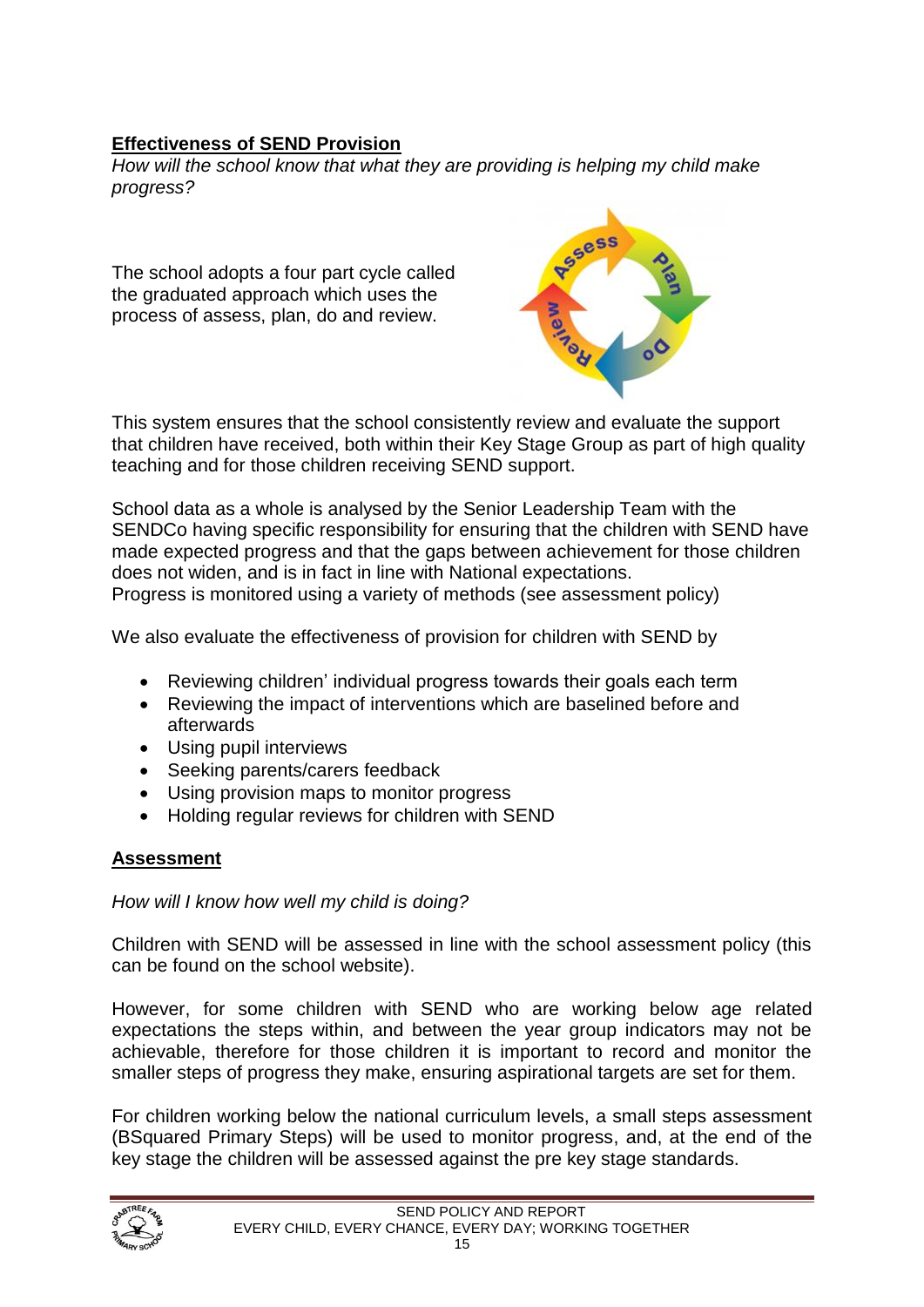**Effectiveness of SEND Provision**

*How will the school know that what they are providing is helping my child make progress?*

The school adopts a four part cycle called the graduated approach which uses the process of assess, plan, do and review.

This system ensures that the school consistently review and evaluate the support that children have received, both within their Key Stage Group as part of high quality teaching and for those children receiving SEND support.

School data as a whole is analysed by the Senior Leadership Team with the SENDCo having specific responsibility for ensuring that the children with SEND have made expected progress and that the gaps between achievement for those children does not widen, and is in fact in line with National expectations.
Progress is monitored using a variety of methods (see assessment policy)

We also evaluate the effectiveness of provision for children with SEND by

- Reviewing children' individual progress towards their goals each term
- Reviewing the impact of interventions which are baselined before and afterwards
- Using pupil interviews
- Seeking parents/carers feedback
- Using provision maps to monitor progress
- Holding regular reviews for children with SEND

**Assessment**

*How will I know how well my child is doing?*

Children with SEND will be assessed in line with the school assessment policy (this can be found on the school website).

However, for some children with SEND who are working below age related expectations the steps within, and between the year group indicators may not be achievable, therefore for those children it is important to record and monitor the smaller steps of progress they make, ensuring aspirational targets are set for them.

For children working below the national curriculum levels, a small steps assessment (BSquared Primary Steps) will be used to monitor progress, and, at the end of the key stage the children will be assessed against the pre key stage standards.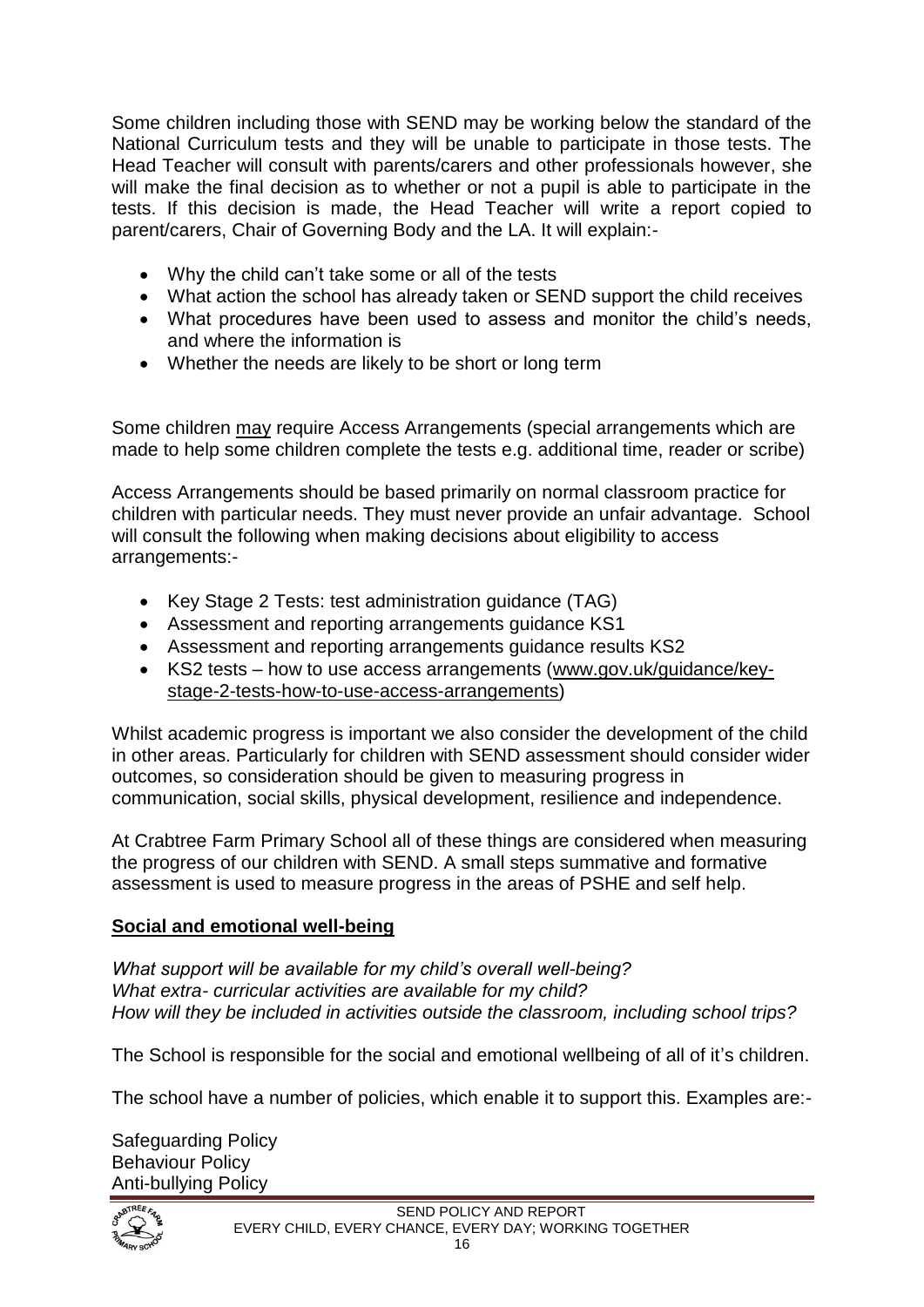Some children including those with SEND may be working below the standard of the National Curriculum tests and they will be unable to participate in those tests. The Head Teacher will consult with parents/carers and other professionals however, she will make the final decision as to whether or not a pupil is able to participate in the tests. If this decision is made, the Head Teacher will write a report copied to parent/carers, Chair of Governing Body and the LA. It will explain:-

- Why the child can't take some or all of the tests
- What action the school has already taken or SEND support the child receives
- What procedures have been used to assess and monitor the child's needs, and where the information is
- Whether the needs are likely to be short or long term

Some children <u>may</u> require Access Arrangements (special arrangements which are made to help some children complete the tests e.g. additional time, reader or scribe)

Access Arrangements should be based primarily on normal classroom practice for children with particular needs. They must never provide an unfair advantage. School will consult the following when making decisions about eligibility to access arrangements:-

- Key Stage 2 Tests: test administration guidance (TAG)
- Assessment and reporting arrangements guidance KS1
- Assessment and reporting arrangements guidance results KS2
- KS2 tests – how to use access arrangements (www.gov.uk/guidance/key-stage-2-tests-how-to-use-access-arrangements)

Whilst academic progress is important we also consider the development of the child in other areas. Particularly for children with SEND assessment should consider wider outcomes, so consideration should be given to measuring progress in communication, social skills, physical development, resilience and independence.

At Crabtree Farm Primary School all of these things are considered when measuring the progress of our children with SEND. A small steps summative and formative assessment is used to measure progress in the areas of PSHE and self help.

## Social and emotional well-being

*What support will be available for my child's overall well-being?*
*What extra- curricular activities are available for my child?*
*How will they be included in activities outside the classroom, including school trips?*

The School is responsible for the social and emotional wellbeing of all of it's children.

The school have a number of policies, which enable it to support this. Examples are:-

Safeguarding Policy
Behaviour Policy
Anti-bullying Policy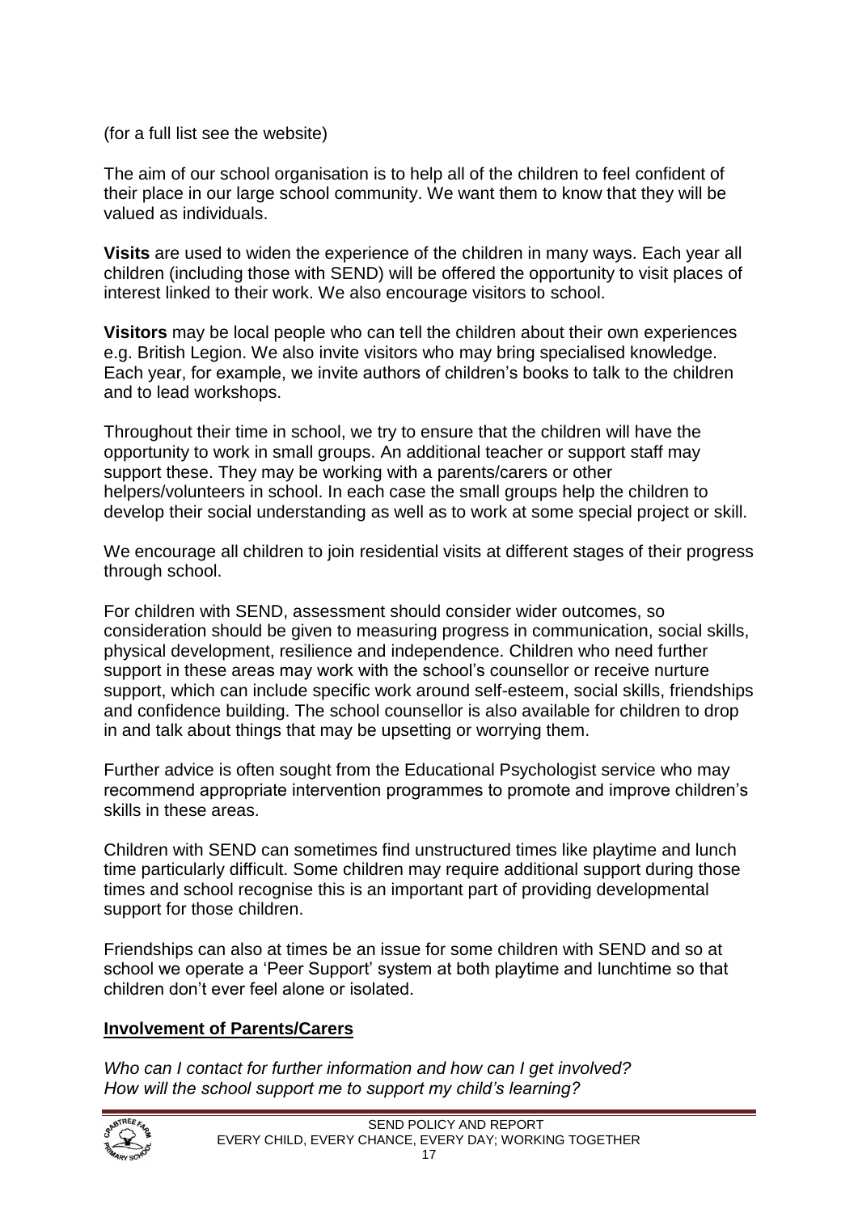(for a full list see the website)

The aim of our school organisation is to help all of the children to feel confident of their place in our large school community. We want them to know that they will be valued as individuals.

**Visits** are used to widen the experience of the children in many ways. Each year all children (including those with SEND) will be offered the opportunity to visit places of interest linked to their work. We also encourage visitors to school.

**Visitors** may be local people who can tell the children about their own experiences e.g. British Legion. We also invite visitors who may bring specialised knowledge. Each year, for example, we invite authors of children's books to talk to the children and to lead workshops.

Throughout their time in school, we try to ensure that the children will have the opportunity to work in small groups. An additional teacher or support staff may support these. They may be working with a parents/carers or other helpers/volunteers in school. In each case the small groups help the children to develop their social understanding as well as to work at some special project or skill.

We encourage all children to join residential visits at different stages of their progress through school.

For children with SEND, assessment should consider wider outcomes, so consideration should be given to measuring progress in communication, social skills, physical development, resilience and independence. Children who need further support in these areas may work with the school's counsellor or receive nurture support, which can include specific work around self-esteem, social skills, friendships and confidence building. The school counsellor is also available for children to drop in and talk about things that may be upsetting or worrying them.

Further advice is often sought from the Educational Psychologist service who may recommend appropriate intervention programmes to promote and improve children's skills in these areas.

Children with SEND can sometimes find unstructured times like playtime and lunch time particularly difficult. Some children may require additional support during those times and school recognise this is an important part of providing developmental support for those children.

Friendships can also at times be an issue for some children with SEND and so at school we operate a 'Peer Support' system at both playtime and lunchtime so that children don't ever feel alone or isolated.

## Involvement of Parents/Carers

*Who can I contact for further information and how can I get involved?*
*How will the school support me to support my child's learning?*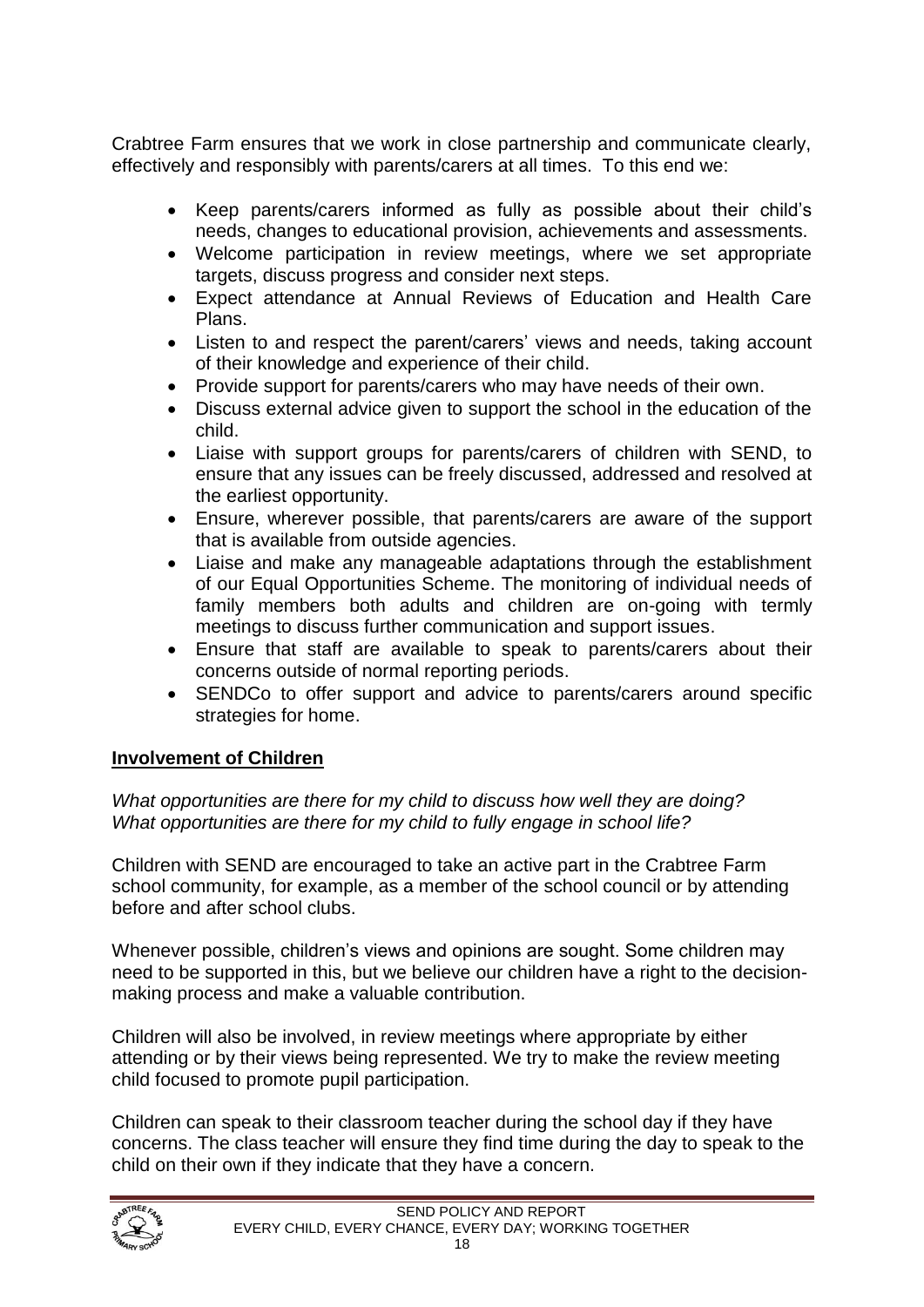Crabtree Farm ensures that we work in close partnership and communicate clearly, effectively and responsibly with parents/carers at all times. To this end we:

- Keep parents/carers informed as fully as possible about their child's needs, changes to educational provision, achievements and assessments.
- Welcome participation in review meetings, where we set appropriate targets, discuss progress and consider next steps.
- Expect attendance at Annual Reviews of Education and Health Care Plans.
- Listen to and respect the parent/carers' views and needs, taking account of their knowledge and experience of their child.
- Provide support for parents/carers who may have needs of their own.
- Discuss external advice given to support the school in the education of the child.
- Liaise with support groups for parents/carers of children with SEND, to ensure that any issues can be freely discussed, addressed and resolved at the earliest opportunity.
- Ensure, wherever possible, that parents/carers are aware of the support that is available from outside agencies.
- Liaise and make any manageable adaptations through the establishment of our Equal Opportunities Scheme. The monitoring of individual needs of family members both adults and children are on-going with termly meetings to discuss further communication and support issues.
- Ensure that staff are available to speak to parents/carers about their concerns outside of normal reporting periods.
- SENDCo to offer support and advice to parents/carers around specific strategies for home.

## Involvement of Children

*What opportunities are there for my child to discuss how well they are doing?*
*What opportunities are there for my child to fully engage in school life?*

Children with SEND are encouraged to take an active part in the Crabtree Farm school community, for example, as a member of the school council or by attending before and after school clubs.

Whenever possible, children's views and opinions are sought. Some children may need to be supported in this, but we believe our children have a right to the decision-making process and make a valuable contribution.

Children will also be involved, in review meetings where appropriate by either attending or by their views being represented. We try to make the review meeting child focused to promote pupil participation.

Children can speak to their classroom teacher during the school day if they have concerns. The class teacher will ensure they find time during the day to speak to the child on their own if they indicate that they have a concern.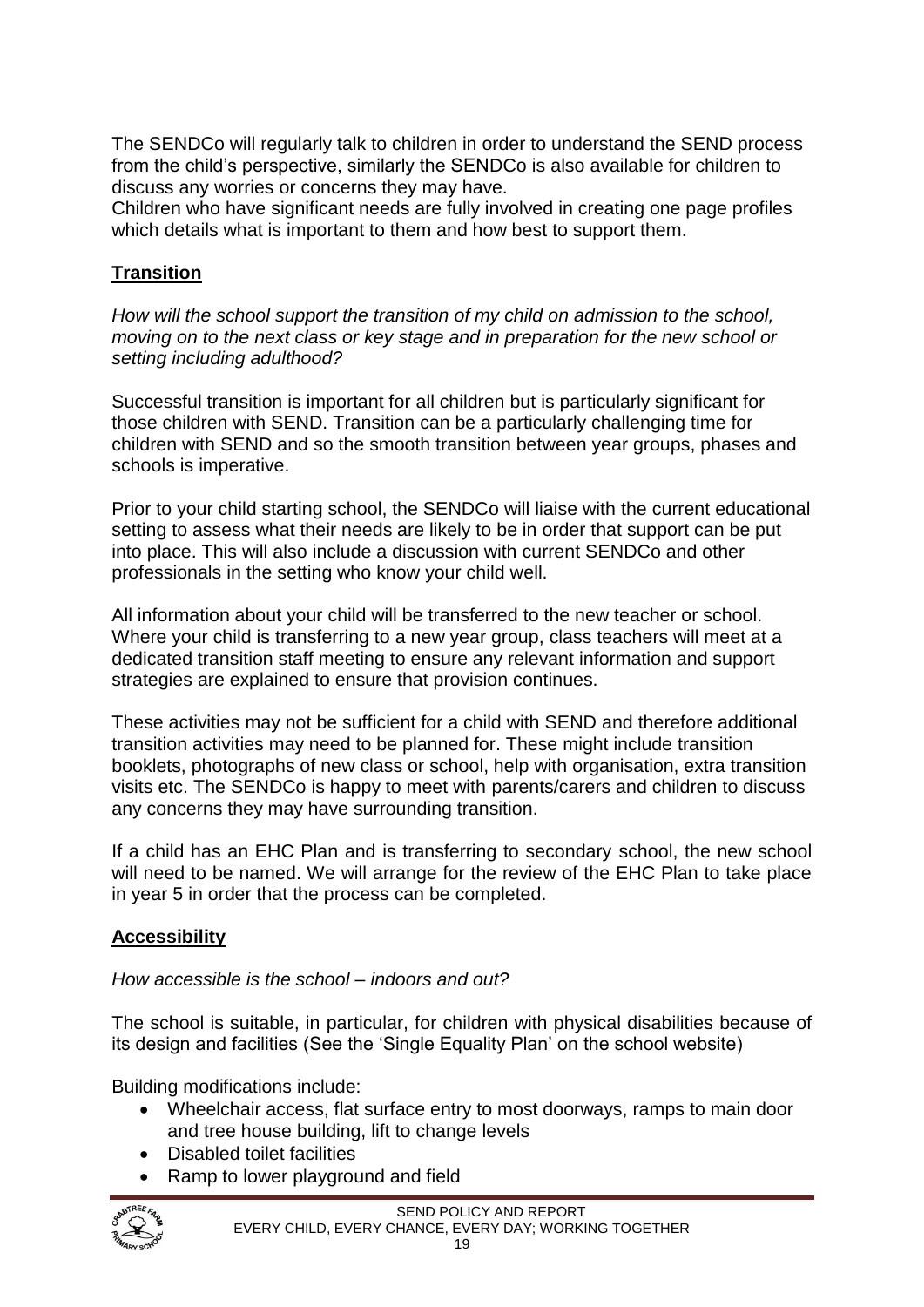The SENDCo will regularly talk to children in order to understand the SEND process from the child's perspective, similarly the SENDCo is also available for children to discuss any worries or concerns they may have.
Children who have significant needs are fully involved in creating one page profiles which details what is important to them and how best to support them.

## Transition

*How will the school support the transition of my child on admission to the school, moving on to the next class or key stage and in preparation for the new school or setting including adulthood?*

Successful transition is important for all children but is particularly significant for those children with SEND. Transition can be a particularly challenging time for children with SEND and so the smooth transition between year groups, phases and schools is imperative.

Prior to your child starting school, the SENDCo will liaise with the current educational setting to assess what their needs are likely to be in order that support can be put into place. This will also include a discussion with current SENDCo and other professionals in the setting who know your child well.

All information about your child will be transferred to the new teacher or school. Where your child is transferring to a new year group, class teachers will meet at a dedicated transition staff meeting to ensure any relevant information and support strategies are explained to ensure that provision continues.

These activities may not be sufficient for a child with SEND and therefore additional transition activities may need to be planned for. These might include transition booklets, photographs of new class or school, help with organisation, extra transition visits etc. The SENDCo is happy to meet with parents/carers and children to discuss any concerns they may have surrounding transition.

If a child has an EHC Plan and is transferring to secondary school, the new school will need to be named. We will arrange for the review of the EHC Plan to take place in year 5 in order that the process can be completed.

## Accessibility

*How accessible is the school – indoors and out?*

The school is suitable, in particular, for children with physical disabilities because of its design and facilities (See the 'Single Equality Plan' on the school website)

Building modifications include:

- Wheelchair access, flat surface entry to most doorways, ramps to main door and tree house building, lift to change levels
- Disabled toilet facilities
- Ramp to lower playground and field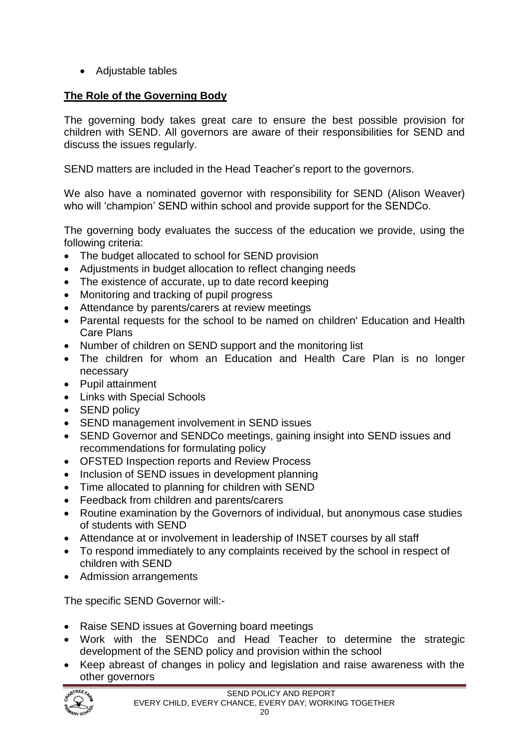- Adjustable tables

**The Role of the Governing Body**

The governing body takes great care to ensure the best possible provision for children with SEND. All governors are aware of their responsibilities for SEND and discuss the issues regularly.

SEND matters are included in the Head Teacher's report to the governors.

We also have a nominated governor with responsibility for SEND (Alison Weaver) who will 'champion' SEND within school and provide support for the SENDCo.

The governing body evaluates the success of the education we provide, using the following criteria:

- The budget allocated to school for SEND provision
- Adjustments in budget allocation to reflect changing needs
- The existence of accurate, up to date record keeping
- Monitoring and tracking of pupil progress
- Attendance by parents/carers at review meetings
- Parental requests for the school to be named on children' Education and Health Care Plans
- Number of children on SEND support and the monitoring list
- The children for whom an Education and Health Care Plan is no longer necessary
- Pupil attainment
- Links with Special Schools
- SEND policy
- SEND management involvement in SEND issues
- SEND Governor and SENDCo meetings, gaining insight into SEND issues and recommendations for formulating policy
- OFSTED Inspection reports and Review Process
- Inclusion of SEND issues in development planning
- Time allocated to planning for children with SEND
- Feedback from children and parents/carers
- Routine examination by the Governors of individual, but anonymous case studies of students with SEND
- Attendance at or involvement in leadership of INSET courses by all staff
- To respond immediately to any complaints received by the school in respect of children with SEND
- Admission arrangements

The specific SEND Governor will:-

- Raise SEND issues at Governing board meetings
- Work with the SENDCo and Head Teacher to determine the strategic development of the SEND policy and provision within the school
- Keep abreast of changes in policy and legislation and raise awareness with the other governors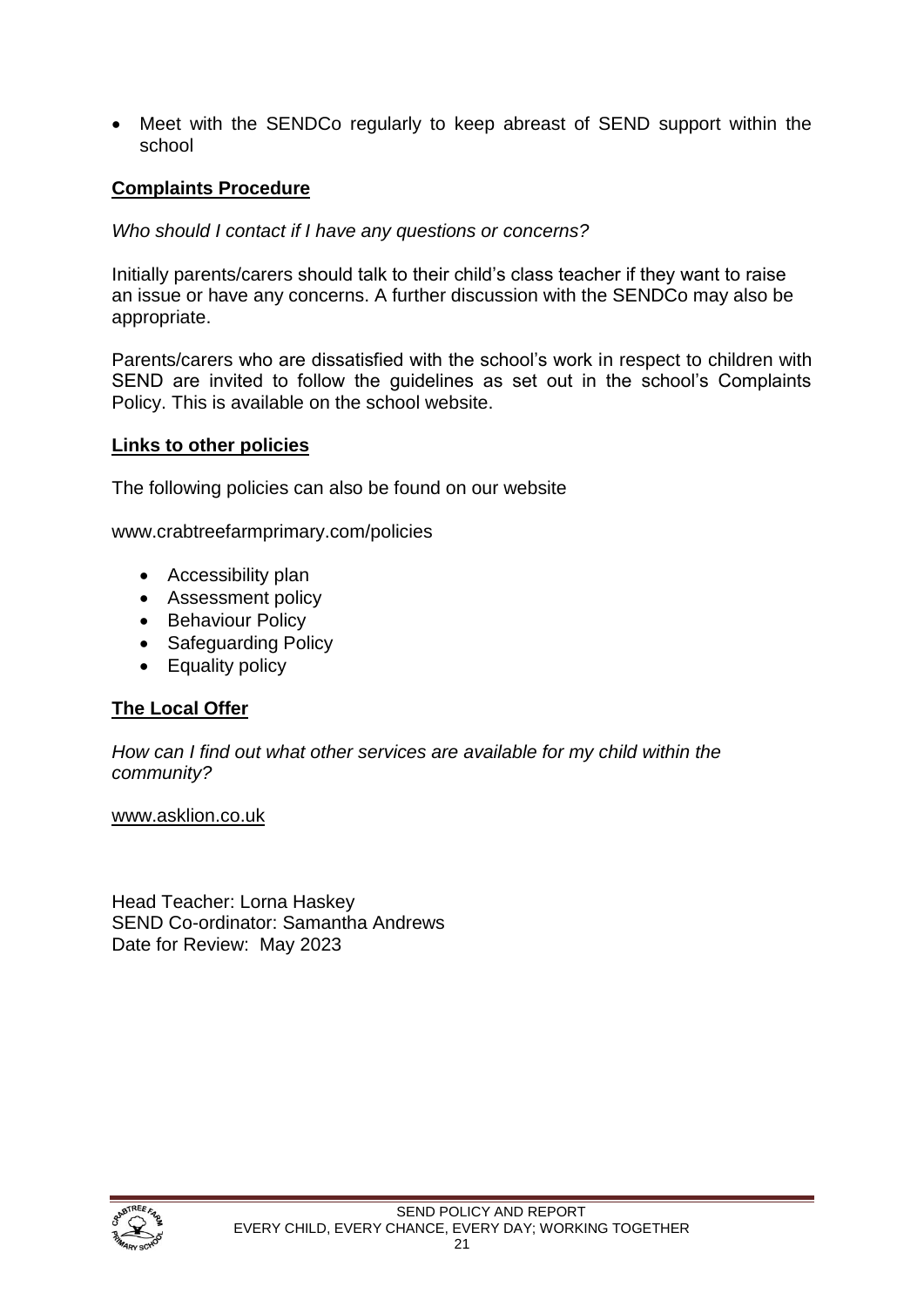- Meet with the SENDCo regularly to keep abreast of SEND support within the school

## Complaints Procedure

*Who should I contact if I have any questions or concerns?*

Initially parents/carers should talk to their child's class teacher if they want to raise an issue or have any concerns. A further discussion with the SENDCo may also be appropriate.

Parents/carers who are dissatisfied with the school's work in respect to children with SEND are invited to follow the guidelines as set out in the school's Complaints Policy. This is available on the school website.

## Links to other policies

The following policies can also be found on our website

www.crabtreefarmprimary.com/policies

- Accessibility plan
- Assessment policy
- Behaviour Policy
- Safeguarding Policy
- Equality policy

## The Local Offer

*How can I find out what other services are available for my child within the community?*

www.asklion.co.uk

Head Teacher: Lorna Haskey
SEND Co-ordinator: Samantha Andrews
Date for Review: May 2023